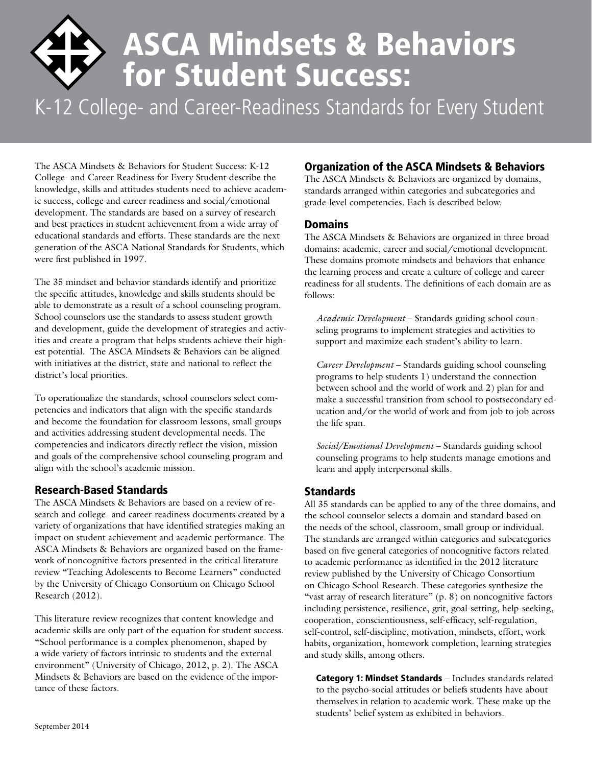# ASCA Mindsets & Behaviors for Student Success:

K-12 College- and Career-Readiness Standards for Every Student

The ASCA Mindsets & Behaviors for Student Success: K-12 College- and Career Readiness for Every Student describe the knowledge, skills and attitudes students need to achieve academic success, college and career readiness and social/emotional development. The standards are based on a survey of research and best practices in student achievement from a wide array of educational standards and efforts. These standards are the next generation of the ASCA National Standards for Students, which were first published in 1997.

The 35 mindset and behavior standards identify and prioritize the specific attitudes, knowledge and skills students should be able to demonstrate as a result of a school counseling program. School counselors use the standards to assess student growth and development, guide the development of strategies and activities and create a program that helps students achieve their highest potential. The ASCA Mindsets & Behaviors can be aligned with initiatives at the district, state and national to reflect the district's local priorities.

To operationalize the standards, school counselors select competencies and indicators that align with the specific standards and become the foundation for classroom lessons, small groups and activities addressing student developmental needs. The competencies and indicators directly reflect the vision, mission and goals of the comprehensive school counseling program and align with the school's academic mission.

## Research-Based Standards

The ASCA Mindsets & Behaviors are based on a review of research and college- and career-readiness documents created by a variety of organizations that have identified strategies making an impact on student achievement and academic performance. The ASCA Mindsets & Behaviors are organized based on the framework of noncognitive factors presented in the critical literature review "Teaching Adolescents to Become Learners" conducted by the University of Chicago Consortium on Chicago School Research (2012).

This literature review recognizes that content knowledge and academic skills are only part of the equation for student success. "School performance is a complex phenomenon, shaped by a wide variety of factors intrinsic to students and the external environment" (University of Chicago, 2012, p. 2). The ASCA Mindsets & Behaviors are based on the evidence of the importance of these factors.

## Organization of the ASCA Mindsets & Behaviors

The ASCA Mindsets & Behaviors are organized by domains, standards arranged within categories and subcategories and grade-level competencies. Each is described below.

## Domains

The ASCA Mindsets & Behaviors are organized in three broad domains: academic, career and social/emotional development. These domains promote mindsets and behaviors that enhance the learning process and create a culture of college and career readiness for all students. The definitions of each domain are as follows:

*Academic Development* – Standards guiding school counseling programs to implement strategies and activities to support and maximize each student's ability to learn.

*Career Development* – Standards guiding school counseling programs to help students 1) understand the connection between school and the world of work and 2) plan for and make a successful transition from school to postsecondary education and/or the world of work and from job to job across the life span.

*Social/Emotional Development* – Standards guiding school counseling programs to help students manage emotions and learn and apply interpersonal skills.

## Standards

All 35 standards can be applied to any of the three domains, and the school counselor selects a domain and standard based on the needs of the school, classroom, small group or individual. The standards are arranged within categories and subcategories based on five general categories of noncognitive factors related to academic performance as identified in the 2012 literature review published by the University of Chicago Consortium on Chicago School Research. These categories synthesize the "vast array of research literature" (p. 8) on noncognitive factors including persistence, resilience, grit, goal-setting, help-seeking, cooperation, conscientiousness, self-efficacy, self-regulation, self-control, self-discipline, motivation, mindsets, effort, work habits, organization, homework completion, learning strategies and study skills, among others.

**Category 1: Mindset Standards** – Includes standards related to the psycho-social attitudes or beliefs students have about themselves in relation to academic work. These make up the students' belief system as exhibited in behaviors.

September 2014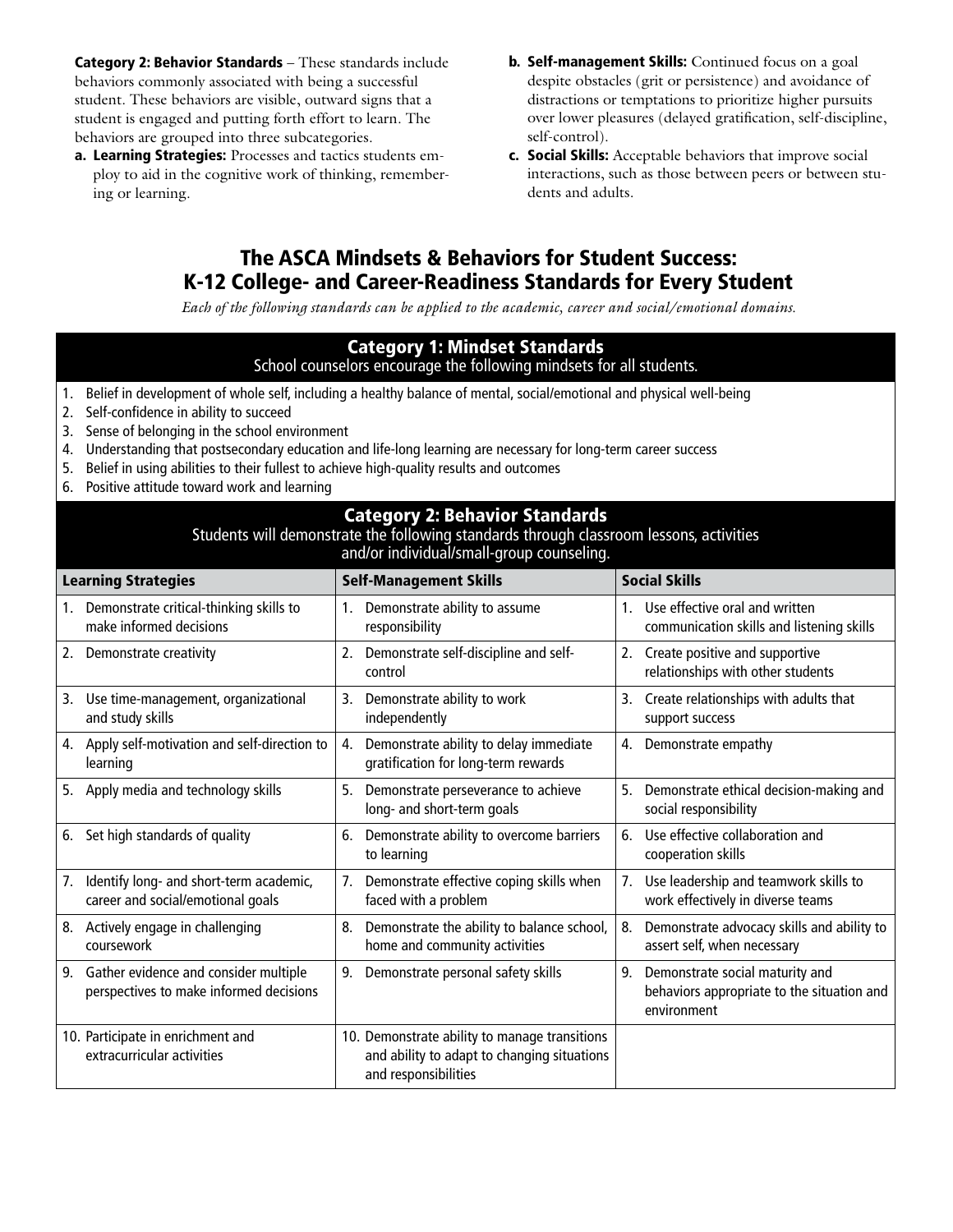**Category 2: Behavior Standards** – These standards include behaviors commonly associated with being a successful student. These behaviors are visible, outward signs that a student is engaged and putting forth effort to learn. The behaviors are grouped into three subcategories.

**a. Learning Strategies:** Processes and tactics students employ to aid in the cognitive work of thinking, remembering or learning.

**b. Self-management Skills:** Continued focus on a goal despite obstacles (grit or persistence) and avoidance of distractions or temptations to prioritize higher pursuits over lower pleasures (delayed gratification, self-discipline, self-control).

**c. Social Skills:** Acceptable behaviors that improve social interactions, such as those between peers or between students and adults.

## The ASCA Mindsets & Behaviors for Student Success: K-12 College- and Career-Readiness Standards for Every Student

*Each of the following standards can be applied to the academic, career and social/emotional domains.*

### Category 1: Mindset Standards

School counselors encourage the following mindsets for all students.

1. Belief in development of whole self, including a healthy balance of mental, social/emotional and physical well-being
2. Self-confidence in ability to succeed
3. Sense of belonging in the school environment
4. Understanding that postsecondary education and life-long learning are necessary for long-term career success
5. Belief in using abilities to their fullest to achieve high-quality results and outcomes
6. Positive attitude toward work and learning

### Category 2: Behavior Standards

Students will demonstrate the following standards through classroom lessons, activities and/or individual/small-group counseling.

| Learning Strategies | Self-Management Skills | Social Skills |
|---|---|---|
| 1. Demonstrate critical-thinking skills to make informed decisions | 1. Demonstrate ability to assume responsibility | 1. Use effective oral and written communication skills and listening skills |
| 2. Demonstrate creativity | 2. Demonstrate self-discipline and self-control | 2. Create positive and supportive relationships with other students |
| 3. Use time-management, organizational and study skills | 3. Demonstrate ability to work independently | 3. Create relationships with adults that support success |
| 4. Apply self-motivation and self-direction to learning | 4. Demonstrate ability to delay immediate gratification for long-term rewards | 4. Demonstrate empathy |
| 5. Apply media and technology skills | 5. Demonstrate perseverance to achieve long- and short-term goals | 5. Demonstrate ethical decision-making and social responsibility |
| 6. Set high standards of quality | 6. Demonstrate ability to overcome barriers to learning | 6. Use effective collaboration and cooperation skills |
| 7. Identify long- and short-term academic, career and social/emotional goals | 7. Demonstrate effective coping skills when faced with a problem | 7. Use leadership and teamwork skills to work effectively in diverse teams |
| 8. Actively engage in challenging coursework | 8. Demonstrate the ability to balance school, home and community activities | 8. Demonstrate advocacy skills and ability to assert self, when necessary |
| 9. Gather evidence and consider multiple perspectives to make informed decisions | 9. Demonstrate personal safety skills | 9. Demonstrate social maturity and behaviors appropriate to the situation and environment |
| 10. Participate in enrichment and extracurricular activities | 10. Demonstrate ability to manage transitions and ability to adapt to changing situations and responsibilities | |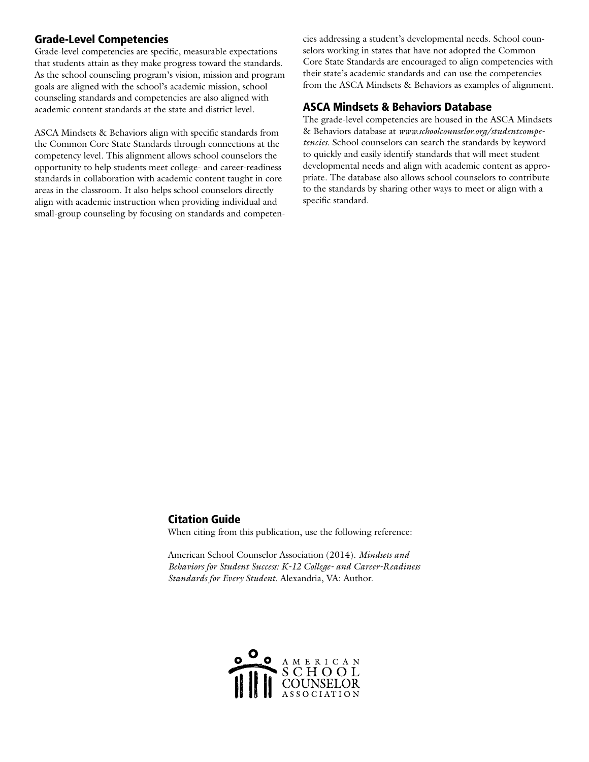## Grade-Level Competencies

Grade-level competencies are specific, measurable expectations that students attain as they make progress toward the standards. As the school counseling program's vision, mission and program goals are aligned with the school's academic mission, school counseling standards and competencies are also aligned with academic content standards at the state and district level.

ASCA Mindsets & Behaviors align with specific standards from the Common Core State Standards through connections at the competency level. This alignment allows school counselors the opportunity to help students meet college- and career-readiness standards in collaboration with academic content taught in core areas in the classroom. It also helps school counselors directly align with academic instruction when providing individual and small-group counseling by focusing on standards and competencies addressing a student's developmental needs. School counselors working in states that have not adopted the Common Core State Standards are encouraged to align competencies with their state's academic standards and can use the competencies from the ASCA Mindsets & Behaviors as examples of alignment.

## ASCA Mindsets & Behaviors Database

The grade-level competencies are housed in the ASCA Mindsets & Behaviors database at *www.schoolcounselor.org/studentcompetencies.* School counselors can search the standards by keyword to quickly and easily identify standards that will meet student developmental needs and align with academic content as appropriate. The database also allows school counselors to contribute to the standards by sharing other ways to meet or align with a specific standard.

## Citation Guide

When citing from this publication, use the following reference:

American School Counselor Association (2014). *Mindsets and Behaviors for Student Success: K-12 College- and Career-Readiness Standards for Every Student*. Alexandria, VA: Author.

AMERICAN SCHOOL COUNSELOR ASSOCIATION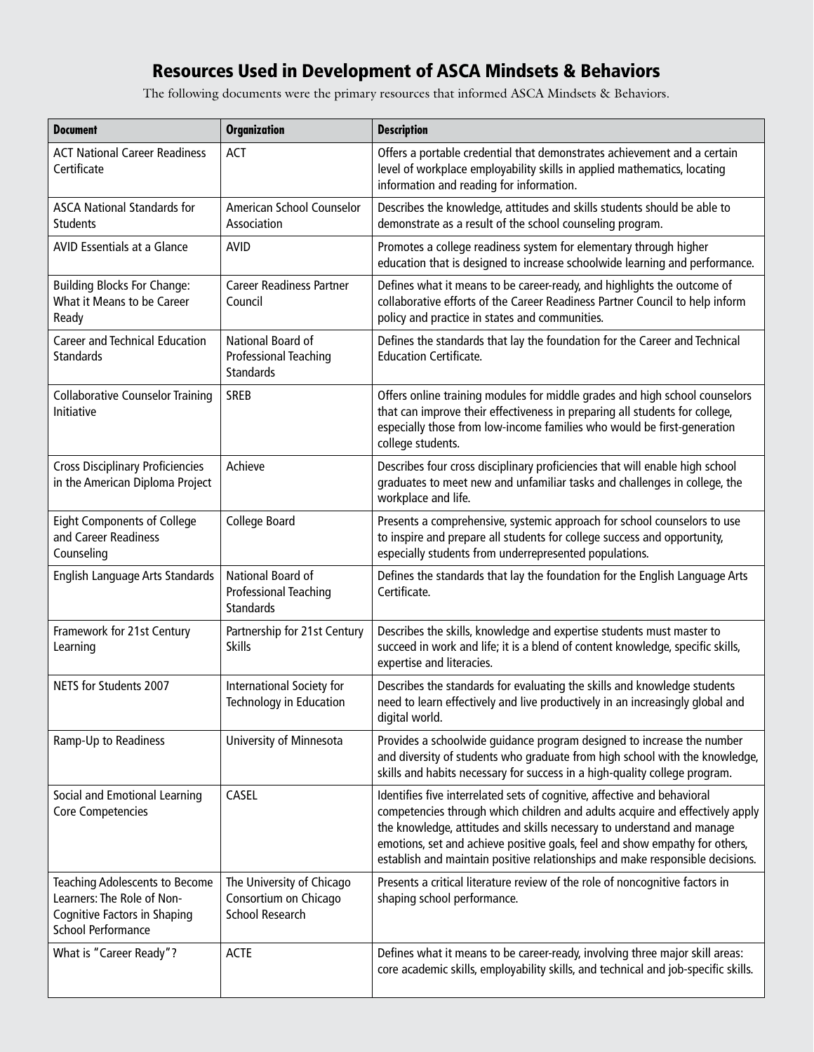## Resources Used in Development of ASCA Mindsets & Behaviors

The following documents were the primary resources that informed ASCA Mindsets & Behaviors.

| Document | Organization | Description |
|---|---|---|
| ACT National Career Readiness Certificate | ACT | Offers a portable credential that demonstrates achievement and a certain level of workplace employability skills in applied mathematics, locating information and reading for information. |
| ASCA National Standards for Students | American School Counselor Association | Describes the knowledge, attitudes and skills students should be able to demonstrate as a result of the school counseling program. |
| AVID Essentials at a Glance | AVID | Promotes a college readiness system for elementary through higher education that is designed to increase schoolwide learning and performance. |
| Building Blocks For Change: What it Means to be Career Ready | Career Readiness Partner Council | Defines what it means to be career-ready, and highlights the outcome of collaborative efforts of the Career Readiness Partner Council to help inform policy and practice in states and communities. |
| Career and Technical Education Standards | National Board of Professional Teaching Standards | Defines the standards that lay the foundation for the Career and Technical Education Certificate. |
| Collaborative Counselor Training Initiative | SREB | Offers online training modules for middle grades and high school counselors that can improve their effectiveness in preparing all students for college, especially those from low-income families who would be first-generation college students. |
| Cross Disciplinary Proficiencies in the American Diploma Project | Achieve | Describes four cross disciplinary proficiencies that will enable high school graduates to meet new and unfamiliar tasks and challenges in college, the workplace and life. |
| Eight Components of College and Career Readiness Counseling | College Board | Presents a comprehensive, systemic approach for school counselors to use to inspire and prepare all students for college success and opportunity, especially students from underrepresented populations. |
| English Language Arts Standards | National Board of Professional Teaching Standards | Defines the standards that lay the foundation for the English Language Arts Certificate. |
| Framework for 21st Century Learning | Partnership for 21st Century Skills | Describes the skills, knowledge and expertise students must master to succeed in work and life; it is a blend of content knowledge, specific skills, expertise and literacies. |
| NETS for Students 2007 | International Society for Technology in Education | Describes the standards for evaluating the skills and knowledge students need to learn effectively and live productively in an increasingly global and digital world. |
| Ramp-Up to Readiness | University of Minnesota | Provides a schoolwide guidance program designed to increase the number and diversity of students who graduate from high school with the knowledge, skills and habits necessary for success in a high-quality college program. |
| Social and Emotional Learning Core Competencies | CASEL | Identifies five interrelated sets of cognitive, affective and behavioral competencies through which children and adults acquire and effectively apply the knowledge, attitudes and skills necessary to understand and manage emotions, set and achieve positive goals, feel and show empathy for others, establish and maintain positive relationships and make responsible decisions. |
| Teaching Adolescents to Become Learners: The Role of Non-Cognitive Factors in Shaping School Performance | The University of Chicago Consortium on Chicago School Research | Presents a critical literature review of the role of noncognitive factors in shaping school performance. |
| What is "Career Ready"? | ACTE | Defines what it means to be career-ready, involving three major skill areas: core academic skills, employability skills, and technical and job-specific skills. |